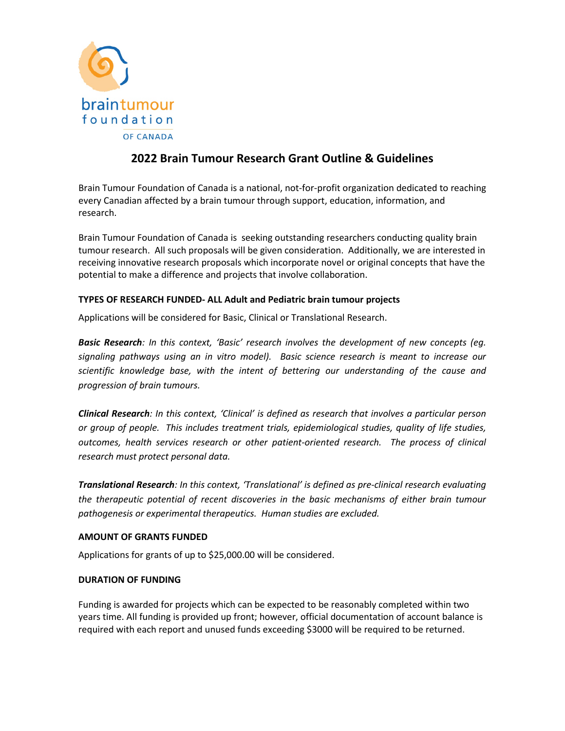# 2022 Brain Tumour Research Grant Outline & Guidelines

Brain Tumour Foundation of Canada is a national, not-for-profit organization dedicated to reaching every Canadian affected by a brain tumour through support, education, information, and research.

Brain Tumour Foundation of Canada is seeking outstanding researchers conducting quality brain tumour research. All such proposals will be given consideration. Additionally, we are interested in receiving innovative research proposals which incorporate novel or original concepts that have the potential to make a difference and projects that involve collaboration.

### TYPES OF RESEARCH FUNDED- ALL Adult and Pediatric brain tumour projects

Applications will be considered for Basic, Clinical or Translational Research.

***Basic Research****: In this context, 'Basic' research involves the development of new concepts (eg. signaling pathways using an in vitro model). Basic science research is meant to increase our scientific knowledge base, with the intent of bettering our understanding of the cause and progression of brain tumours.*

***Clinical Research****: In this context, 'Clinical' is defined as research that involves a particular person or group of people. This includes treatment trials, epidemiological studies, quality of life studies, outcomes, health services research or other patient-oriented research. The process of clinical research must protect personal data.*

***Translational Research****: In this context, 'Translational' is defined as pre-clinical research evaluating the therapeutic potential of recent discoveries in the basic mechanisms of either brain tumour pathogenesis or experimental therapeutics. Human studies are excluded.*

### AMOUNT OF GRANTS FUNDED

Applications for grants of up to $25,000.00 will be considered.

### DURATION OF FUNDING

Funding is awarded for projects which can be expected to be reasonably completed within two years time. All funding is provided up front; however, official documentation of account balance is required with each report and unused funds exceeding $3000 will be required to be returned.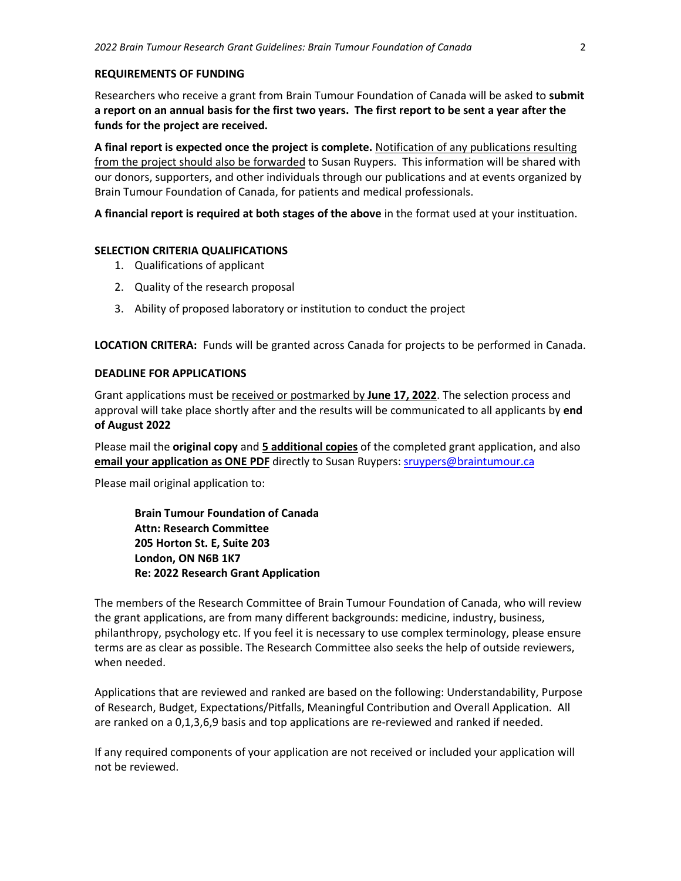## REQUIREMENTS OF FUNDING

Researchers who receive a grant from Brain Tumour Foundation of Canada will be asked to **submit a report on an annual basis for the first two years. The first report to be sent a year after the funds for the project are received.**

**A final report is expected once the project is complete.** Notification of any publications resulting from the project should also be forwarded to Susan Ruypers. This information will be shared with our donors, supporters, and other individuals through our publications and at events organized by Brain Tumour Foundation of Canada, for patients and medical professionals.

**A financial report is required at both stages of the above** in the format used at your instituation.

## SELECTION CRITERIA QUALIFICATIONS

1. Qualifications of applicant
2. Quality of the research proposal
3. Ability of proposed laboratory or institution to conduct the project

**LOCATION CRITERA:** Funds will be granted across Canada for projects to be performed in Canada.

## DEADLINE FOR APPLICATIONS

Grant applications must be received or postmarked by **June 17, 2022**. The selection process and approval will take place shortly after and the results will be communicated to all applicants by **end of August 2022**

Please mail the **original copy** and **5 additional copies** of the completed grant application, and also **email your application as ONE PDF** directly to Susan Ruypers: sruypers@braintumour.ca

Please mail original application to:

**Brain Tumour Foundation of Canada**
**Attn: Research Committee**
**205 Horton St. E, Suite 203**
**London, ON N6B 1K7**
**Re: 2022 Research Grant Application**

The members of the Research Committee of Brain Tumour Foundation of Canada, who will review the grant applications, are from many different backgrounds: medicine, industry, business, philanthropy, psychology etc. If you feel it is necessary to use complex terminology, please ensure terms are as clear as possible. The Research Committee also seeks the help of outside reviewers, when needed.

Applications that are reviewed and ranked are based on the following: Understandability, Purpose of Research, Budget, Expectations/Pitfalls, Meaningful Contribution and Overall Application. All are ranked on a 0,1,3,6,9 basis and top applications are re-reviewed and ranked if needed.

If any required components of your application are not received or included your application will not be reviewed.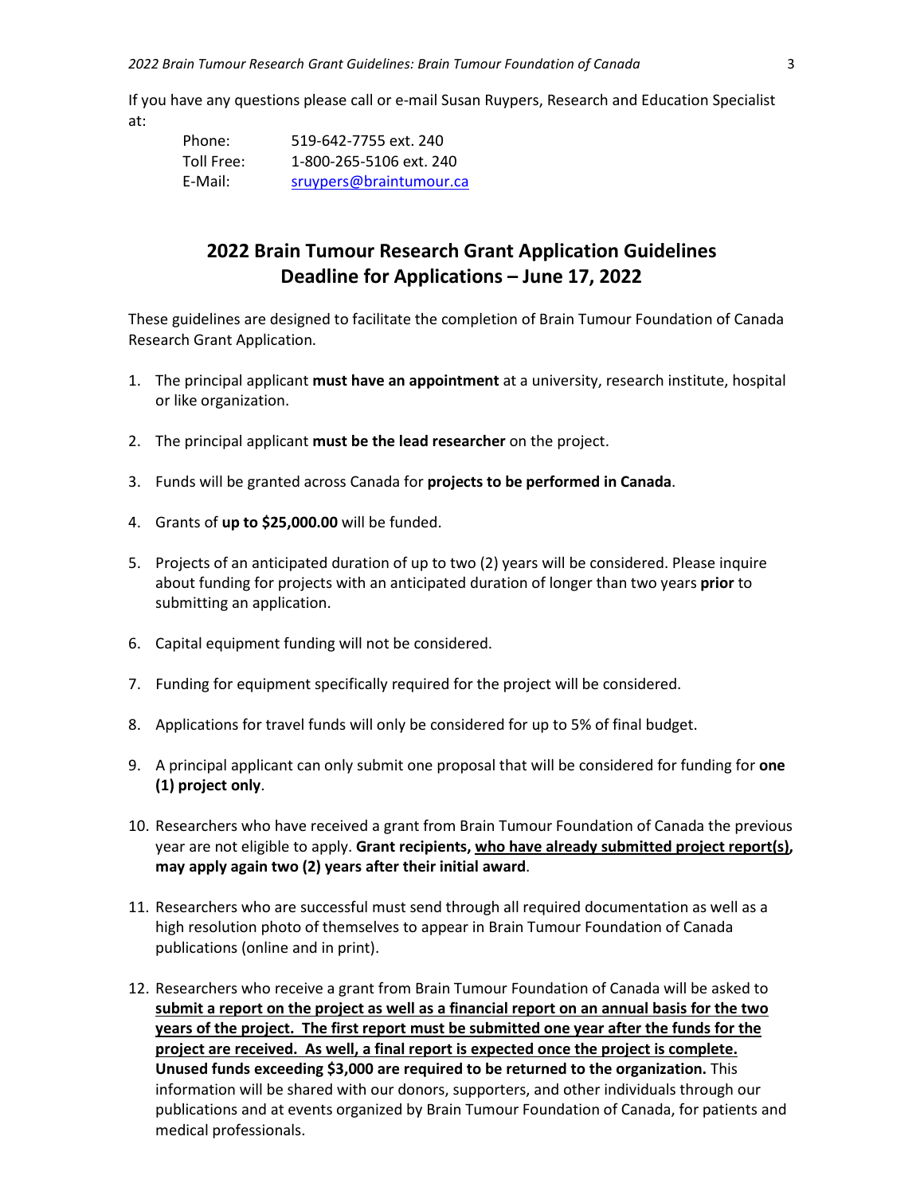If you have any questions please call or e-mail Susan Ruypers, Research and Education Specialist at:

| | |
|---|---|
| Phone: | 519-642-7755 ext. 240 |
| Toll Free: | 1-800-265-5106 ext. 240 |
| E-Mail: | sruypers@braintumour.ca |

# 2022 Brain Tumour Research Grant Application Guidelines
# Deadline for Applications – June 17, 2022

These guidelines are designed to facilitate the completion of Brain Tumour Foundation of Canada Research Grant Application.

1. The principal applicant **must have an appointment** at a university, research institute, hospital or like organization.
2. The principal applicant **must be the lead researcher** on the project.
3. Funds will be granted across Canada for **projects to be performed in Canada**.
4. Grants of **up to $25,000.00** will be funded.
5. Projects of an anticipated duration of up to two (2) years will be considered. Please inquire about funding for projects with an anticipated duration of longer than two years **prior** to submitting an application.
6. Capital equipment funding will not be considered.
7. Funding for equipment specifically required for the project will be considered.
8. Applications for travel funds will only be considered for up to 5% of final budget.
9. A principal applicant can only submit one proposal that will be considered for funding for **one (1) project only**.
10. Researchers who have received a grant from Brain Tumour Foundation of Canada the previous year are not eligible to apply. **Grant recipients, <u>who have already submitted project report(s)</u>, may apply again two (2) years after their initial award**.
11. Researchers who are successful must send through all required documentation as well as a high resolution photo of themselves to appear in Brain Tumour Foundation of Canada publications (online and in print).
12. Researchers who receive a grant from Brain Tumour Foundation of Canada will be asked to **<u>submit a report on the project as well as a financial report on an annual basis for the two years of the project. The first report must be submitted one year after the funds for the project are received. As well, a final report is expected once the project is complete.</u> Unused funds exceeding $3,000 are required to be returned to the organization.** This information will be shared with our donors, supporters, and other individuals through our publications and at events organized by Brain Tumour Foundation of Canada, for patients and medical professionals.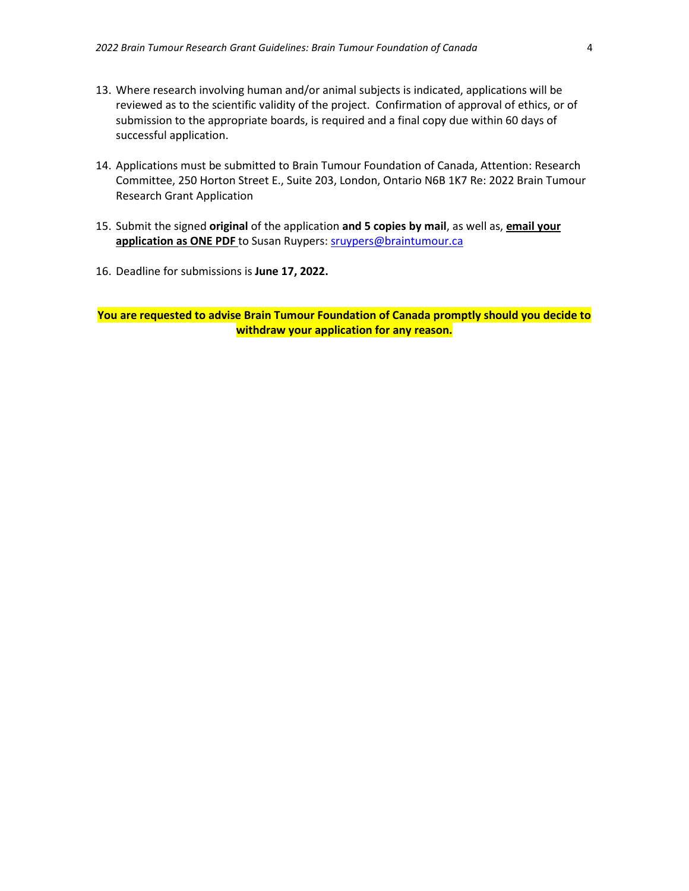13. Where research involving human and/or animal subjects is indicated, applications will be reviewed as to the scientific validity of the project. Confirmation of approval of ethics, or of submission to the appropriate boards, is required and a final copy due within 60 days of successful application.

14. Applications must be submitted to Brain Tumour Foundation of Canada, Attention: Research Committee, 250 Horton Street E., Suite 203, London, Ontario N6B 1K7 Re: 2022 Brain Tumour Research Grant Application

15. Submit the signed **original** of the application **and 5 copies by mail**, as well as, **email your application as ONE PDF** to Susan Ruypers: sruypers@braintumour.ca

16. Deadline for submissions is **June 17, 2022.**

**You are requested to advise Brain Tumour Foundation of Canada promptly should you decide to withdraw your application for any reason.**